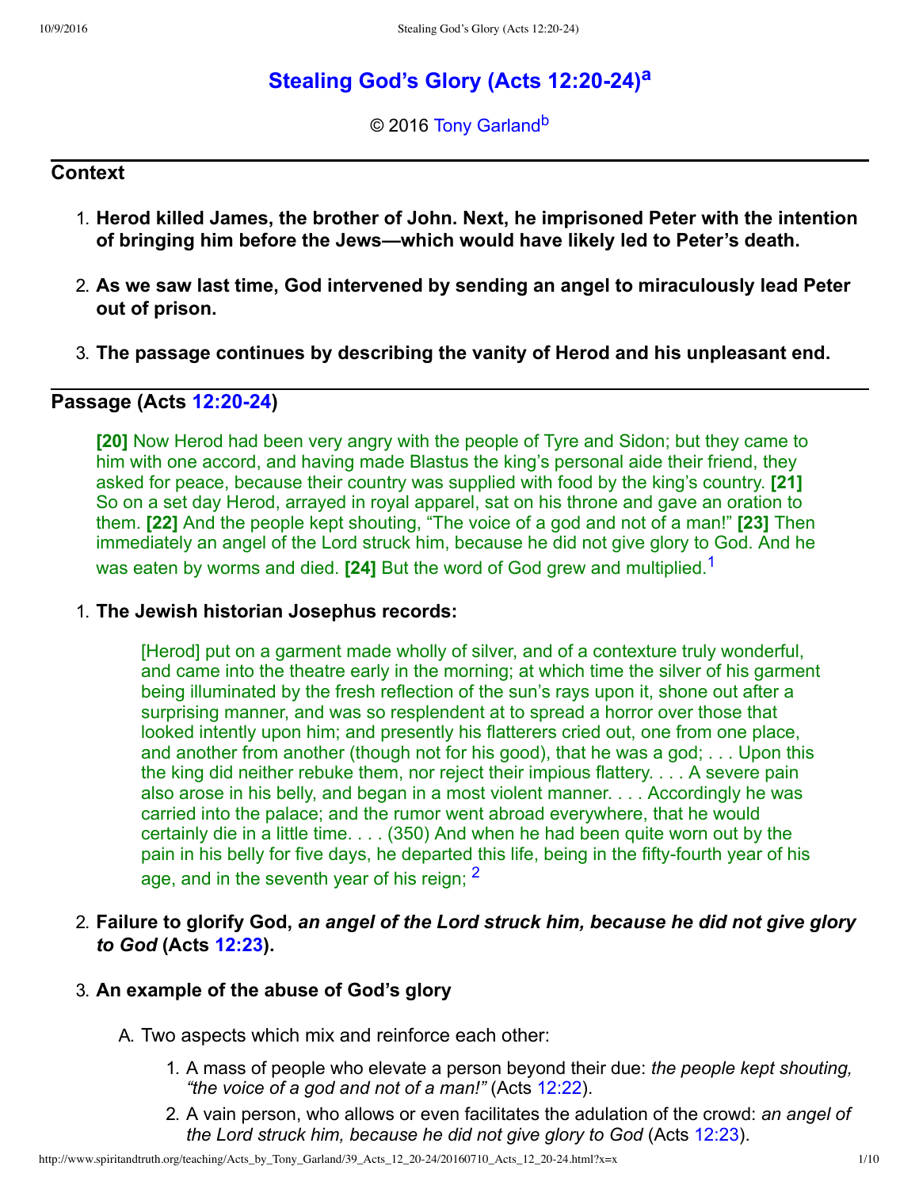# Stealing God's Glory (Acts 12:20-24)[a]

© 2016 Tony Garland[b]

## Context

1. **Herod killed James, the brother of John. Next, he imprisoned Peter with the intention of bringing him before the Jews—which would have likely led to Peter's death.**
2. **As we saw last time, God intervened by sending an angel to miraculously lead Peter out of prison.**
3. **The passage continues by describing the vanity of Herod and his unpleasant end.**

## Passage (Acts 12:20-24)

> **[20]** Now Herod had been very angry with the people of Tyre and Sidon; but they came to him with one accord, and having made Blastus the king's personal aide their friend, they asked for peace, because their country was supplied with food by the king's country. **[21]** So on a set day Herod, arrayed in royal apparel, sat on his throne and gave an oration to them. **[22]** And the people kept shouting, "The voice of a god and not of a man!" **[23]** Then immediately an angel of the Lord struck him, because he did not give glory to God. And he was eaten by worms and died. **[24]** But the word of God grew and multiplied.[1]

1. **The Jewish historian Josephus records:**

   > [Herod] put on a garment made wholly of silver, and of a contexture truly wonderful, and came into the theatre early in the morning; at which time the silver of his garment being illuminated by the fresh reflection of the sun's rays upon it, shone out after a surprising manner, and was so resplendent at to spread a horror over those that looked intently upon him; and presently his flatterers cried out, one from one place, and another from another (though not for his good), that he was a god; . . . Upon this the king did neither rebuke them, nor reject their impious flattery. . . . A severe pain also arose in his belly, and began in a most violent manner. . . . Accordingly he was carried into the palace; and the rumor went abroad everywhere, that he would certainly die in a little time. . . . (350) And when he had been quite worn out by the pain in his belly for five days, he departed this life, being in the fifty-fourth year of his age, and in the seventh year of his reign; [2]

2. **Failure to glorify God, *an angel of the Lord struck him, because he did not give glory to God* (Acts 12:23).**

3. **An example of the abuse of God's glory**

   A. Two aspects which mix and reinforce each other:

      1. A mass of people who elevate a person beyond their due: *the people kept shouting, "the voice of a god and not of a man!"* (Acts 12:22).
      2. A vain person, who allows or even facilitates the adulation of the crowd: *an angel of the Lord struck him, because he did not give glory to God* (Acts 12:23).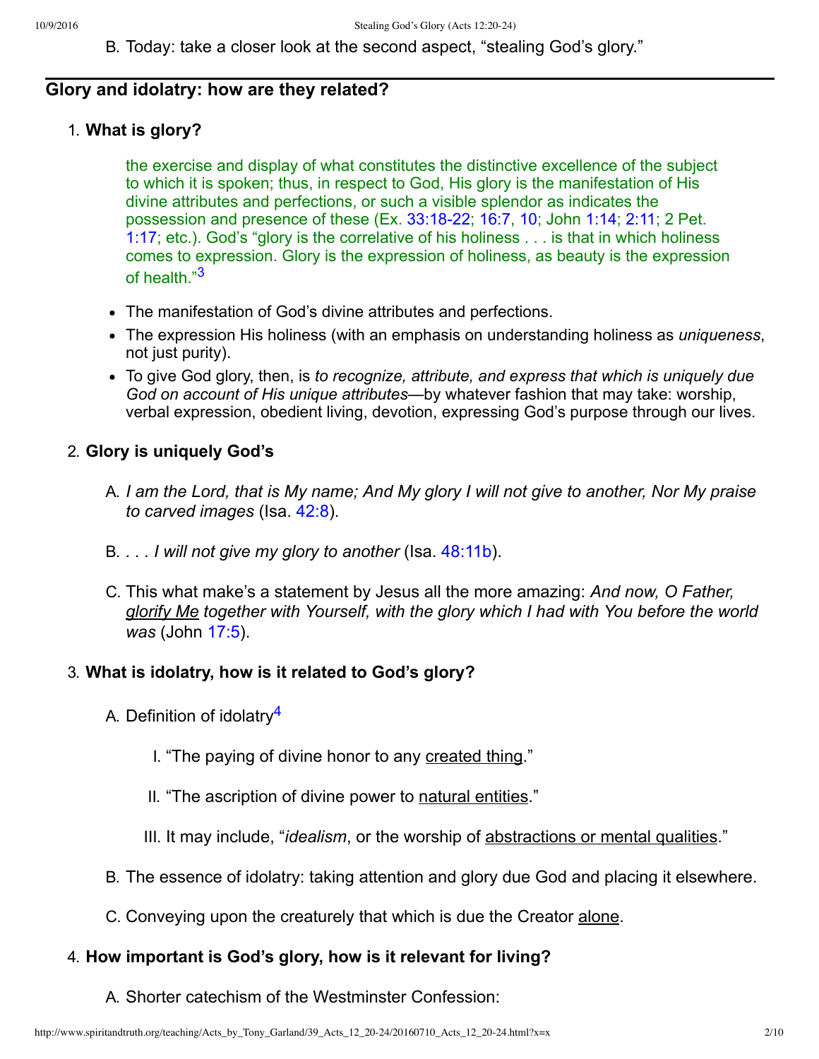B. Today: take a closer look at the second aspect, "stealing God's glory."

## Glory and idolatry: how are they related?

1. **What is glory?**

   > the exercise and display of what constitutes the distinctive excellence of the subject to which it is spoken; thus, in respect to God, His glory is the manifestation of His divine attributes and perfections, or such a visible splendor as indicates the possession and presence of these (Ex. 33:18-22; 16:7, 10; John 1:14; 2:11; 2 Pet. 1:17; etc.). God's "glory is the correlative of his holiness . . . is that in which holiness comes to expression. Glory is the expression of holiness, as beauty is the expression of health."[3]

   - The manifestation of God's divine attributes and perfections.
   - The expression His holiness (with an emphasis on understanding holiness as *uniqueness*, not just purity).
   - To give God glory, then, is *to recognize, attribute, and express that which is uniquely due God on account of His unique attributes*—by whatever fashion that may take: worship, verbal expression, obedient living, devotion, expressing God's purpose through our lives.

2. **Glory is uniquely God's**

   A. *I am the Lord, that is My name; And My glory I will not give to another, Nor My praise to carved images* (Isa. 42:8).

   B. *. . . I will not give my glory to another* (Isa. 48:11b).

   C. This what make's a statement by Jesus all the more amazing: *And now, O Father, glorify Me together with Yourself, with the glory which I had with You before the world was* (John 17:5).

3. **What is idolatry, how is it related to God's glory?**

   A. Definition of idolatry[4]

      I. "The paying of divine honor to any created thing."

      II. "The ascription of divine power to natural entities."

      III. It may include, "*idealism*, or the worship of abstractions or mental qualities."

   B. The essence of idolatry: taking attention and glory due God and placing it elsewhere.

   C. Conveying upon the creaturely that which is due the Creator alone.

4. **How important is God's glory, how is it relevant for living?**

   A. Shorter catechism of the Westminster Confession: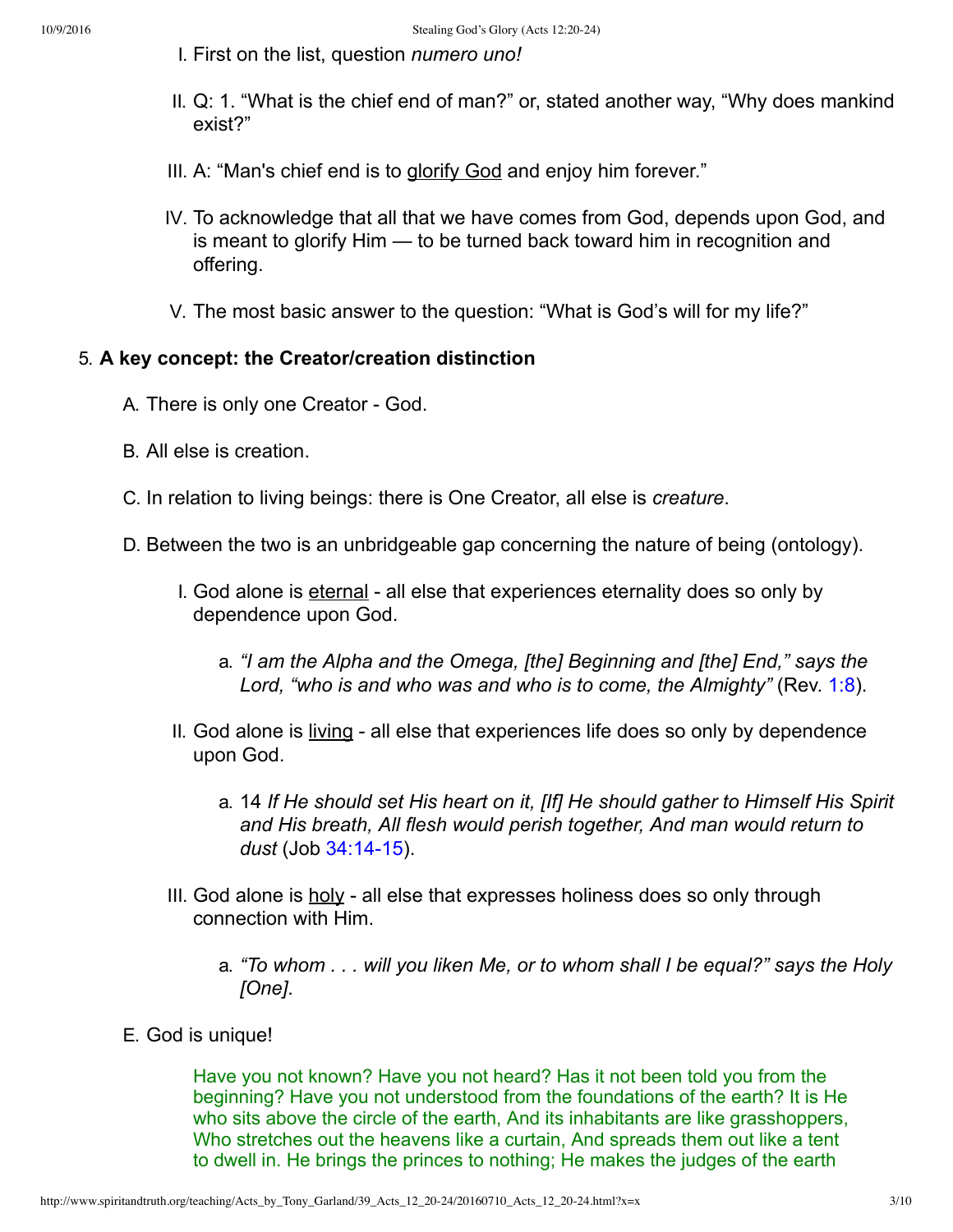I. First on the list, question *numero uno!*

II. Q: 1. “What is the chief end of man?” or, stated another way, “Why does mankind exist?”

III. A: “Man's chief end is to glorify God and enjoy him forever.”

IV. To acknowledge that all that we have comes from God, depends upon God, and is meant to glorify Him — to be turned back toward him in recognition and offering.

V. The most basic answer to the question: “What is God’s will for my life?”

5. **A key concept: the Creator/creation distinction**

   A. There is only one Creator - God.

   B. All else is creation.

   C. In relation to living beings: there is One Creator, all else is *creature*.

   D. Between the two is an unbridgeable gap concerning the nature of being (ontology).

      I. God alone is eternal - all else that experiences eternality does so only by dependence upon God.

         a. *“I am the Alpha and the Omega, [the] Beginning and [the] End,” says the Lord, “who is and who was and who is to come, the Almighty”* (Rev. 1:8).

      II. God alone is living - all else that experiences life does so only by dependence upon God.

         a. 14 *If He should set His heart on it, [If] He should gather to Himself His Spirit and His breath, All flesh would perish together, And man would return to dust* (Job 34:14-15).

      III. God alone is holy - all else that expresses holiness does so only through connection with Him.

         a. *“To whom . . . will you liken Me, or to whom shall I be equal?” says the Holy [One]*.

   E. God is unique!

   > Have you not known? Have you not heard? Has it not been told you from the beginning? Have you not understood from the foundations of the earth? It is He who sits above the circle of the earth, And its inhabitants are like grasshoppers, Who stretches out the heavens like a curtain, And spreads them out like a tent to dwell in. He brings the princes to nothing; He makes the judges of the earth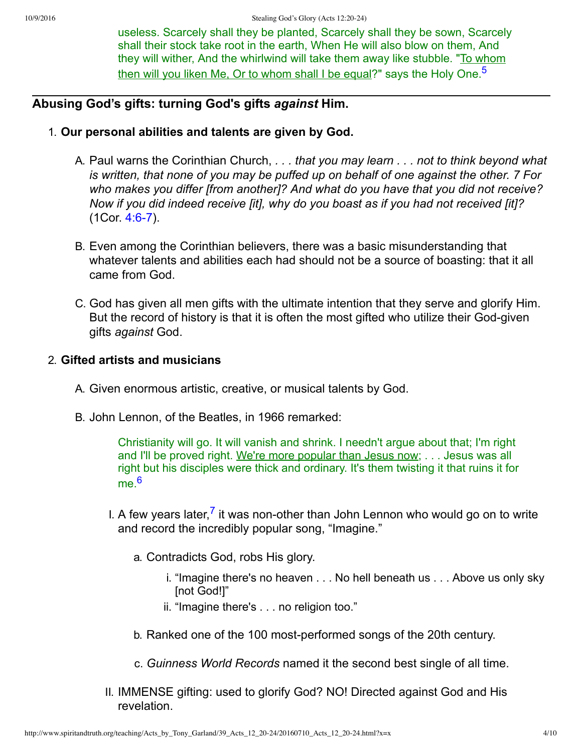useless. Scarcely shall they be planted, Scarcely shall they be sown, Scarcely shall their stock take root in the earth, When He will also blow on them, And they will wither, And the whirlwind will take them away like stubble. "To whom then will you liken Me, Or to whom shall I be equal?" says the Holy One.[5]

## Abusing God's gifts: turning God's gifts *against* Him.

1. **Our personal abilities and talents are given by God.**

   A. Paul warns the Corinthian Church, *. . . that you may learn . . . not to think beyond what is written, that none of you may be puffed up on behalf of one against the other. 7 For who makes you differ [from another]? And what do you have that you did not receive? Now if you did indeed receive [it], why do you boast as if you had not received [it]?* (1Cor. 4:6-7).

   B. Even among the Corinthian believers, there was a basic misunderstanding that whatever talents and abilities each had should not be a source of boasting: that it all came from God.

   C. God has given all men gifts with the ultimate intention that they serve and glorify Him. But the record of history is that it is often the most gifted who utilize their God-given gifts *against* God.

2. **Gifted artists and musicians**

   A. Given enormous artistic, creative, or musical talents by God.

   B. John Lennon, of the Beatles, in 1966 remarked:

      > Christianity will go. It will vanish and shrink. I needn't argue about that; I'm right and I'll be proved right. We're more popular than Jesus now; . . . Jesus was all right but his disciples were thick and ordinary. It's them twisting it that ruins it for me.[6]

      I. A few years later,[7] it was non-other than John Lennon who would go on to write and record the incredibly popular song, "Imagine."

         a. Contradicts God, robs His glory.

            i. "Imagine there's no heaven . . . No hell beneath us . . . Above us only sky [not God!]"
            ii. "Imagine there's . . . no religion too."

         b. Ranked one of the 100 most-performed songs of the 20th century.

         c. *Guinness World Records* named it the second best single of all time.

      II. IMMENSE gifting: used to glorify God? NO! Directed against God and His revelation.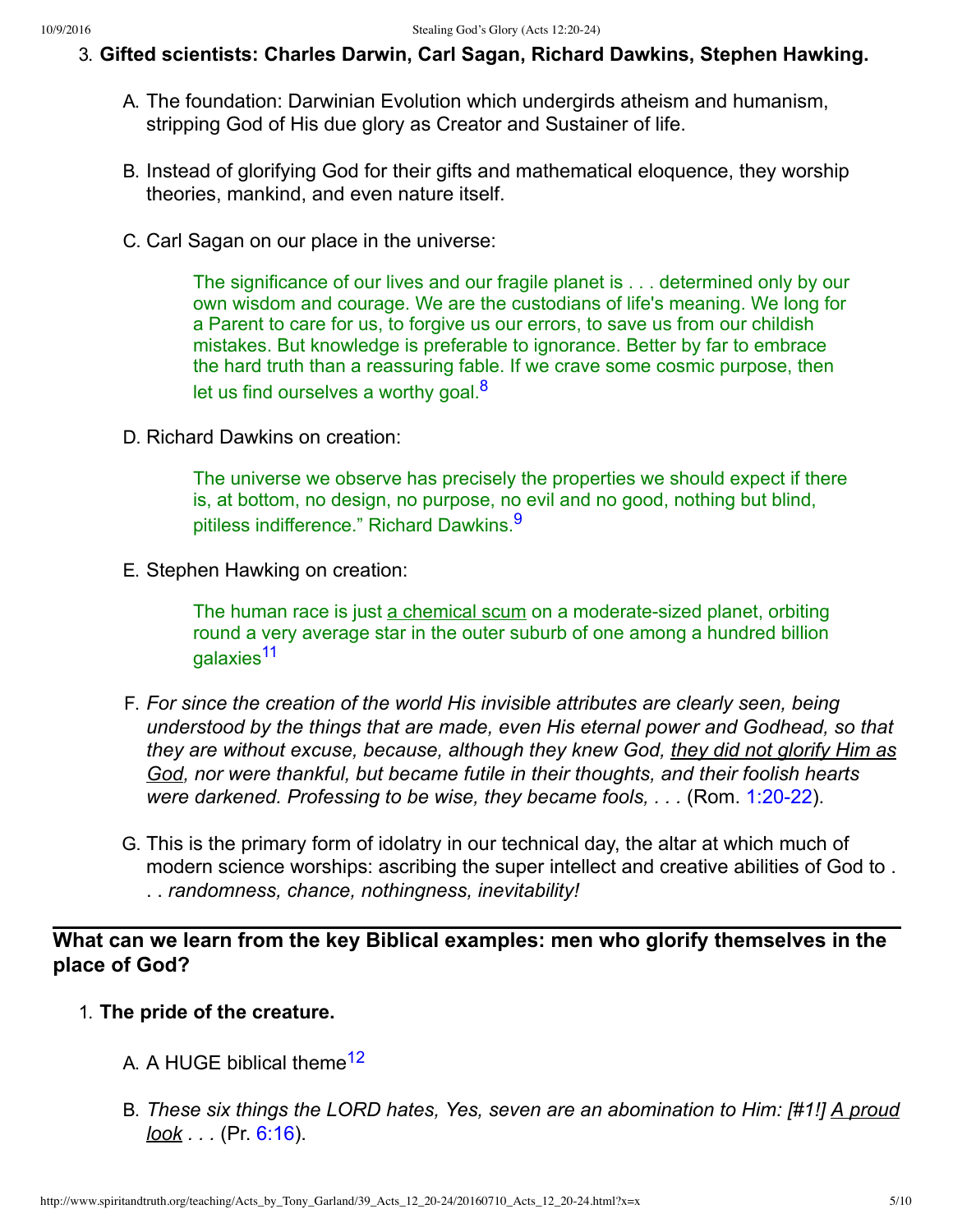3. **Gifted scientists: Charles Darwin, Carl Sagan, Richard Dawkins, Stephen Hawking.**

    A. The foundation: Darwinian Evolution which undergirds atheism and humanism, stripping God of His due glory as Creator and Sustainer of life.

    B. Instead of glorifying God for their gifts and mathematical eloquence, they worship theories, mankind, and even nature itself.

    C. Carl Sagan on our place in the universe:

    > The significance of our lives and our fragile planet is . . . determined only by our own wisdom and courage. We are the custodians of life's meaning. We long for a Parent to care for us, to forgive us our errors, to save us from our childish mistakes. But knowledge is preferable to ignorance. Better by far to embrace the hard truth than a reassuring fable. If we crave some cosmic purpose, then let us find ourselves a worthy goal.[8]

    D. Richard Dawkins on creation:

    > The universe we observe has precisely the properties we should expect if there is, at bottom, no design, no purpose, no evil and no good, nothing but blind, pitiless indifference." Richard Dawkins.[9]

    E. Stephen Hawking on creation:

    > The human race is just <u>a chemical scum</u> on a moderate-sized planet, orbiting round a very average star in the outer suburb of one among a hundred billion galaxies[11]

    F. *For since the creation of the world His invisible attributes are clearly seen, being understood by the things that are made, even His eternal power and Godhead, so that they are without excuse, because, although they knew God, <u>they did not glorify Him as God</u>, nor were thankful, but became futile in their thoughts, and their foolish hearts were darkened. Professing to be wise, they became fools, . . .* (Rom. 1:20-22).

    G. This is the primary form of idolatry in our technical day, the altar at which much of modern science worships: ascribing the super intellect and creative abilities of God to . . . *randomness, chance, nothingness, inevitability!*

---

**What can we learn from the key Biblical examples: men who glorify themselves in the place of God?**

1. **The pride of the creature.**

    A. A HUGE biblical theme[12]

    B. *These six things the LORD hates, Yes, seven are an abomination to Him: [#1!] <u>A proud look</u> . . .* (Pr. 6:16).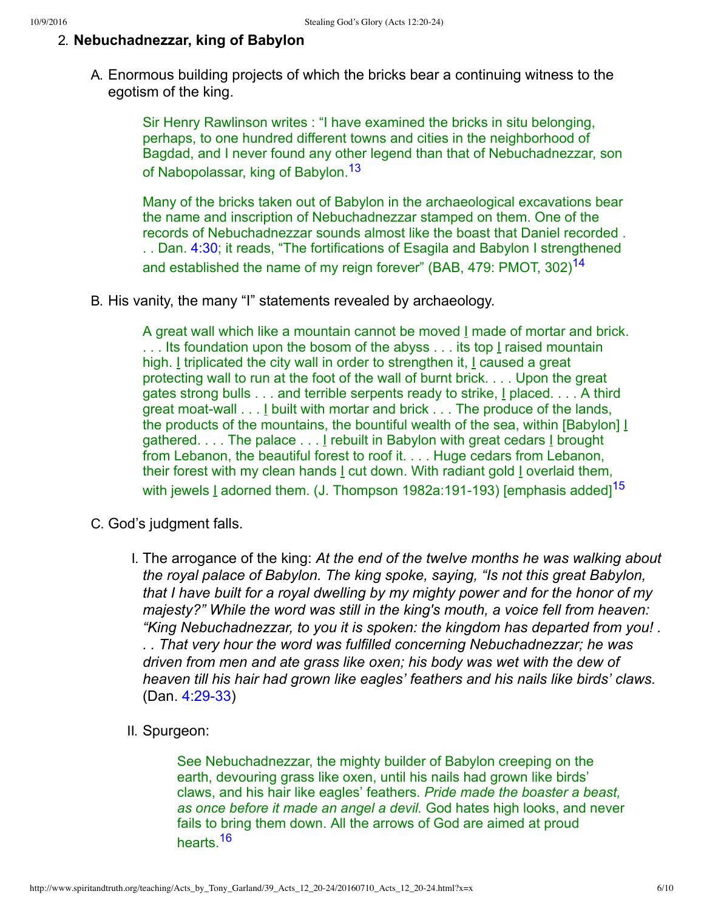2. **Nebuchadnezzar, king of Babylon**

   A. Enormous building projects of which the bricks bear a continuing witness to the egotism of the king.

      > Sir Henry Rawlinson writes : "I have examined the bricks in situ belonging, perhaps, to one hundred different towns and cities in the neighborhood of Bagdad, and I never found any other legend than that of Nebuchadnezzar, son of Nabopolassar, king of Babylon.[13]

      > Many of the bricks taken out of Babylon in the archaeological excavations bear the name and inscription of Nebuchadnezzar stamped on them. One of the records of Nebuchadnezzar sounds almost like the boast that Daniel recorded . . . Dan. 4:30; it reads, "The fortifications of Esagila and Babylon I strengthened and established the name of my reign forever" (BAB, 479: PMOT, 302)[14]

   B. His vanity, the many "I" statements revealed by archaeology.

      > A great wall which like a mountain cannot be moved I made of mortar and brick. . . . Its foundation upon the bosom of the abyss . . . its top I raised mountain high. I triplicated the city wall in order to strengthen it, I caused a great protecting wall to run at the foot of the wall of burnt brick. . . . Upon the great gates strong bulls . . . and terrible serpents ready to strike, I placed. . . . A third great moat-wall . . . I built with mortar and brick . . . The produce of the lands, the products of the mountains, the bountiful wealth of the sea, within [Babylon] I gathered. . . . The palace . . . I rebuilt in Babylon with great cedars I brought from Lebanon, the beautiful forest to roof it. . . . Huge cedars from Lebanon, their forest with my clean hands I cut down. With radiant gold I overlaid them, with jewels I adorned them. (J. Thompson 1982a:191-193) [emphasis added][15]

   C. God's judgment falls.

      I. The arrogance of the king: *At the end of the twelve months he was walking about the royal palace of Babylon. The king spoke, saying, "Is not this great Babylon, that I have built for a royal dwelling by my mighty power and for the honor of my majesty?" While the word was still in the king's mouth, a voice fell from heaven: "King Nebuchadnezzar, to you it is spoken: the kingdom has departed from you! . . . That very hour the word was fulfilled concerning Nebuchadnezzar; he was driven from men and ate grass like oxen; his body was wet with the dew of heaven till his hair had grown like eagles' feathers and his nails like birds' claws.* (Dan. 4:29-33)

      II. Spurgeon:

         > See Nebuchadnezzar, the mighty builder of Babylon creeping on the earth, devouring grass like oxen, until his nails had grown like birds' claws, and his hair like eagles' feathers. *Pride made the boaster a beast, as once before it made an angel a devil.* God hates high looks, and never fails to bring them down. All the arrows of God are aimed at proud hearts.[16]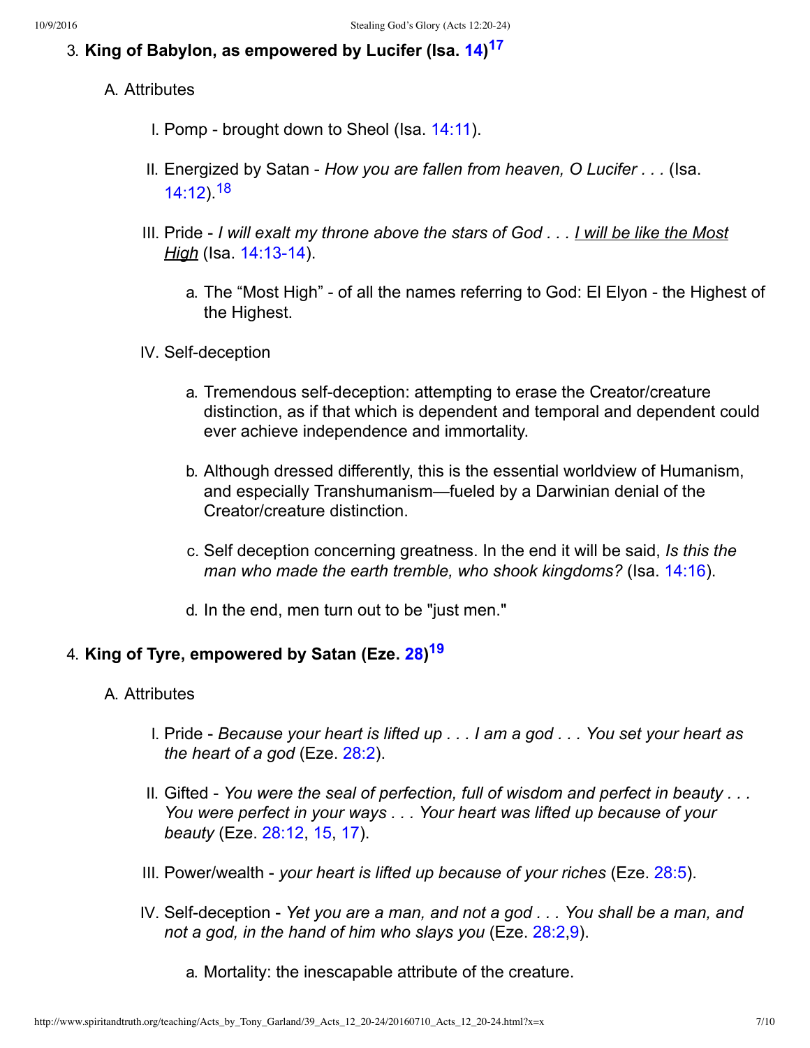3. **King of Babylon, as empowered by Lucifer (Isa. 14)[17]**

   A. Attributes

      I. Pomp - brought down to Sheol (Isa. 14:11).

      II. Energized by Satan - *How you are fallen from heaven, O Lucifer . . .* (Isa. 14:12).[18]

      III. Pride - *I will exalt my throne above the stars of God . . . <u>I will be like the Most High</u>* (Isa. 14:13-14).

         a. The "Most High" - of all the names referring to God: El Elyon - the Highest of the Highest.

      IV. Self-deception

         a. Tremendous self-deception: attempting to erase the Creator/creature distinction, as if that which is dependent and temporal and dependent could ever achieve independence and immortality.

         b. Although dressed differently, this is the essential worldview of Humanism, and especially Transhumanism—fueled by a Darwinian denial of the Creator/creature distinction.

         c. Self deception concerning greatness. In the end it will be said, *Is this the man who made the earth tremble, who shook kingdoms?* (Isa. 14:16).

         d. In the end, men turn out to be "just men."

4. **King of Tyre, empowered by Satan (Eze. 28)[19]**

   A. Attributes

      I. Pride - *Because your heart is lifted up . . . I am a god . . . You set your heart as the heart of a god* (Eze. 28:2).

      II. Gifted - *You were the seal of perfection, full of wisdom and perfect in beauty . . . You were perfect in your ways . . . Your heart was lifted up because of your beauty* (Eze. 28:12, 15, 17).

      III. Power/wealth - *your heart is lifted up because of your riches* (Eze. 28:5).

      IV. Self-deception - *Yet you are a man, and not a god . . . You shall be a man, and not a god, in the hand of him who slays you* (Eze. 28:2,9).

         a. Mortality: the inescapable attribute of the creature.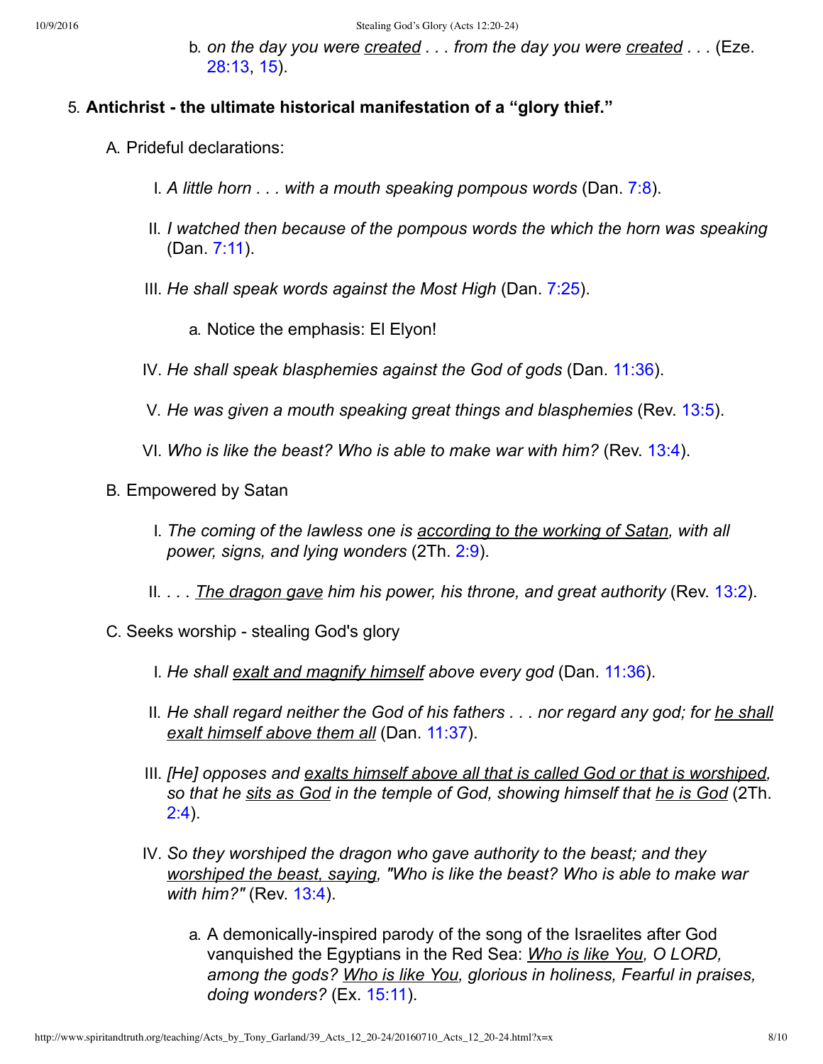b. *on the day you were <u>created</u> . . . from the day you were <u>created</u> . . .* (Eze. 28:13, 15).

5. **Antichrist - the ultimate historical manifestation of a "glory thief."**

   A. Prideful declarations:

      I. *A little horn . . . with a mouth speaking pompous words* (Dan. 7:8).

      II. *I watched then because of the pompous words the which the horn was speaking* (Dan. 7:11).

      III. *He shall speak words against the Most High* (Dan. 7:25).

         a. Notice the emphasis: El Elyon!

      IV. *He shall speak blasphemies against the God of gods* (Dan. 11:36).

      V. *He was given a mouth speaking great things and blasphemies* (Rev. 13:5).

      VI. *Who is like the beast? Who is able to make war with him?* (Rev. 13:4).

   B. Empowered by Satan

      I. *The coming of the lawless one is <u>according to the working of Satan</u>, with all power, signs, and lying wonders* (2Th. 2:9).

      II. *. . . <u>The dragon gave</u> him his power, his throne, and great authority* (Rev. 13:2).

   C. Seeks worship - stealing God's glory

      I. *He shall <u>exalt and magnify himself</u> above every god* (Dan. 11:36).

      II. *He shall regard neither the God of his fathers . . . nor regard any god; for <u>he shall exalt himself above them all</u>* (Dan. 11:37).

      III. *[He] opposes and <u>exalts himself above all that is called God or that is worshiped</u>, so that he <u>sits as God</u> in the temple of God, showing himself that <u>he is God</u>* (2Th. 2:4).

      IV. *So they worshiped the dragon who gave authority to the beast; and they <u>worshiped the beast, saying</u>, "Who is like the beast? Who is able to make war with him?"* (Rev. 13:4).

         a. A demonically-inspired parody of the song of the Israelites after God vanquished the Egyptians in the Red Sea: *<u>Who is like You</u>, O LORD, among the gods? <u>Who is like You</u>, glorious in holiness, Fearful in praises, doing wonders?* (Ex. 15:11).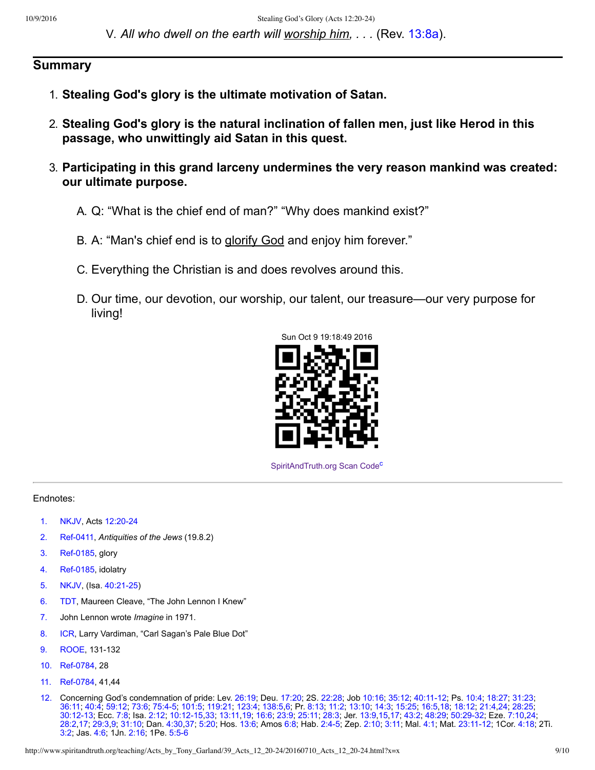V. *All who dwell on the earth will worship him, . . .* (Rev. 13:8a).

## Summary

1. **Stealing God's glory is the ultimate motivation of Satan.**

2. **Stealing God's glory is the natural inclination of fallen men, just like Herod in this passage, who unwittingly aid Satan in this quest.**

3. **Participating in this grand larceny undermines the very reason mankind was created: our ultimate purpose.**

   A. Q: "What is the chief end of man?" "Why does mankind exist?"

   B. A: "Man's chief end is to glorify God and enjoy him forever."

   C. Everything the Christian is and does revolves around this.

   D. Our time, our devotion, our worship, our talent, our treasure—our very purpose for living!

Sun Oct 9 19:18:49 2016

SpiritAndTruth.org Scan Code[c]

---

Endnotes:

1. NKJV, Acts 12:20-24
2. Ref-0411, *Antiquities of the Jews* (19.8.2)
3. Ref-0185, glory
4. Ref-0185, idolatry
5. NKJV, (Isa. 40:21-25)
6. TDT, Maureen Cleave, "The John Lennon I Knew"
7. John Lennon wrote *Imagine* in 1971.
8. ICR, Larry Vardiman, "Carl Sagan's Pale Blue Dot"
9. ROOE, 131-132
10. Ref-0784, 28
11. Ref-0784, 41,44
12. Concerning God's condemnation of pride: Lev. 26:19; Deu. 17:20; 2S. 22:28; Job 10:16; 35:12; 40:11-12; Ps. 10:4; 18:27; 31:23; 36:11; 40:4; 59:12; 73:6; 75:4-5; 101:5; 119:21; 123:4; 138:5,6; Pr. 8:13; 11:2; 13:10; 14:3; 15:25; 16:5,18; 18:12; 21:4,24; 28:25; 30:12-13; Ecc. 7:8; Isa. 2:12; 10:12-15,33; 13:11,19; 16:6; 23:9; 25:11; 28:3; Jer. 13:9,15,17; 43:2; 48:29; 50:29-32; Eze. 7:10,24; 28:2,17; 29:3,9; 31:10; Dan. 4:30,37; 5:20; Hos. 13:6; Amos 6:8; Hab. 2:4-5; Zep. 2:10; 3:11; Mal. 4:1; Mat. 23:11-12; 1Cor. 4:18; 2Ti. 3:2; Jas. 4:6; 1Jn. 2:16; 1Pe. 5:5-6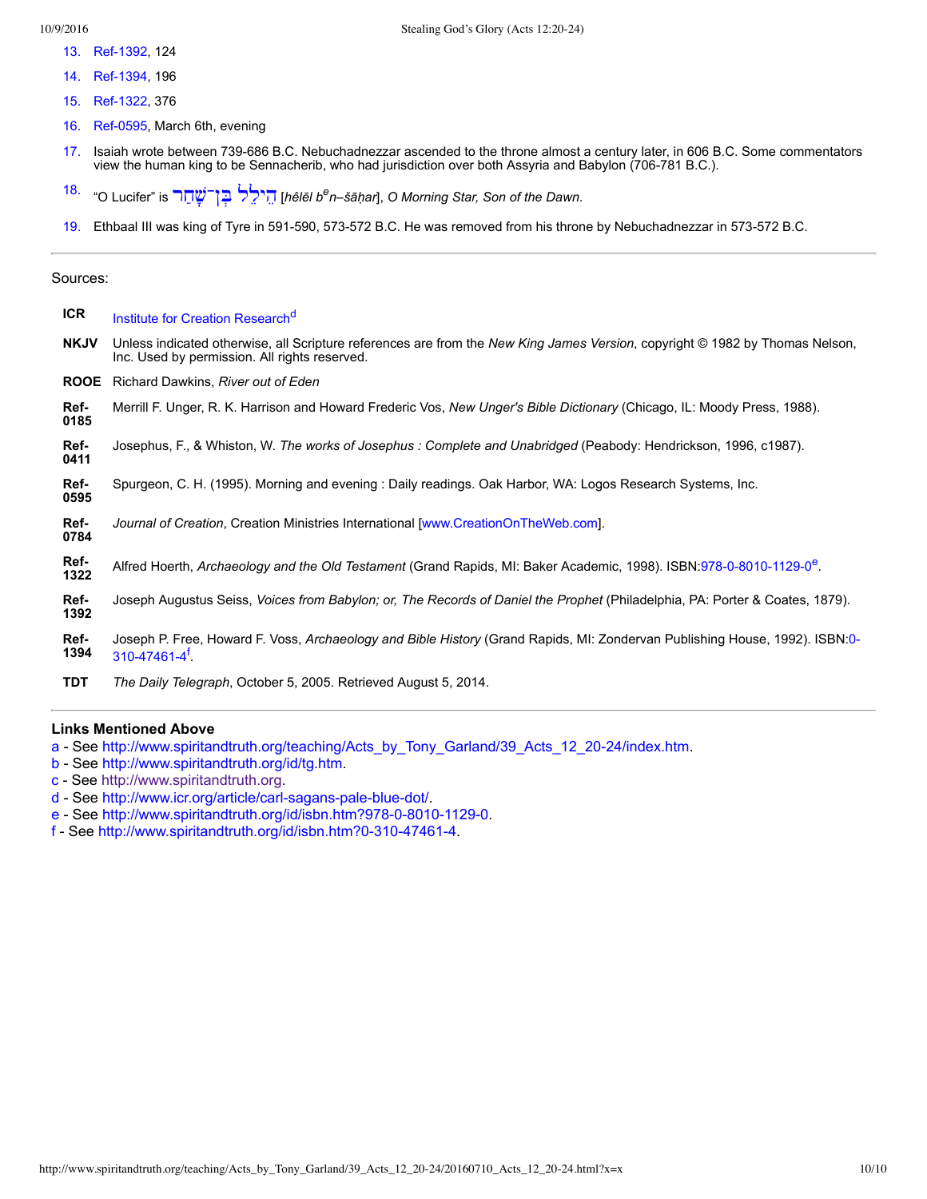13. Ref-1392, 124
14. Ref-1394, 196
15. Ref-1322, 376
16. Ref-0595, March 6th, evening
17. Isaiah wrote between 739-686 B.C. Nebuchadnezzar ascended to the throne almost a century later, in 606 B.C. Some commentators view the human king to be Sennacherib, who had jurisdiction over both Assyria and Babylon (706-781 B.C.).
18. “O Lucifer” is הֵילֵל בֶּן־שָׁחַר [*hêlēl b[e]n–šāḥar*], *O Morning Star, Son of the Dawn*.
19. Ethbaal III was king of Tyre in 591-590, 573-572 B.C. He was removed from his throne by Nebuchadnezzar in 573-572 B.C.

---

Sources:

| | |
|---|---|
| **ICR** | Institute for Creation Research[d] |
| **NKJV** | Unless indicated otherwise, all Scripture references are from the *New King James Version*, copyright © 1982 by Thomas Nelson, Inc. Used by permission. All rights reserved. |
| **ROOE** | Richard Dawkins, *River out of Eden* |
| **Ref-0185** | Merrill F. Unger, R. K. Harrison and Howard Frederic Vos, *New Unger's Bible Dictionary* (Chicago, IL: Moody Press, 1988). |
| **Ref-0411** | Josephus, F., & Whiston, W. *The works of Josephus : Complete and Unabridged* (Peabody: Hendrickson, 1996, c1987). |
| **Ref-0595** | Spurgeon, C. H. (1995). Morning and evening : Daily readings. Oak Harbor, WA: Logos Research Systems, Inc. |
| **Ref-0784** | *Journal of Creation*, Creation Ministries International [www.CreationOnTheWeb.com]. |
| **Ref-1322** | Alfred Hoerth, *Archaeology and the Old Testament* (Grand Rapids, MI: Baker Academic, 1998). ISBN:978-0-8010-1129-0[e]. |
| **Ref-1392** | Joseph Augustus Seiss, *Voices from Babylon; or, The Records of Daniel the Prophet* (Philadelphia, PA: Porter & Coates, 1879). |
| **Ref-1394** | Joseph P. Free, Howard F. Voss, *Archaeology and Bible History* (Grand Rapids, MI: Zondervan Publishing House, 1992). ISBN:0-310-47461-4[f]. |
| **TDT** | *The Daily Telegraph*, October 5, 2005. Retrieved August 5, 2014. |

---

### Links Mentioned Above

a - See http://www.spiritandtruth.org/teaching/Acts_by_Tony_Garland/39_Acts_12_20-24/index.htm.
b - See http://www.spiritandtruth.org/id/tg.htm.
c - See http://www.spiritandtruth.org.
d - See http://www.icr.org/article/carl-sagans-pale-blue-dot/.
e - See http://www.spiritandtruth.org/id/isbn.htm?978-0-8010-1129-0.
f - See http://www.spiritandtruth.org/id/isbn.htm?0-310-47461-4.